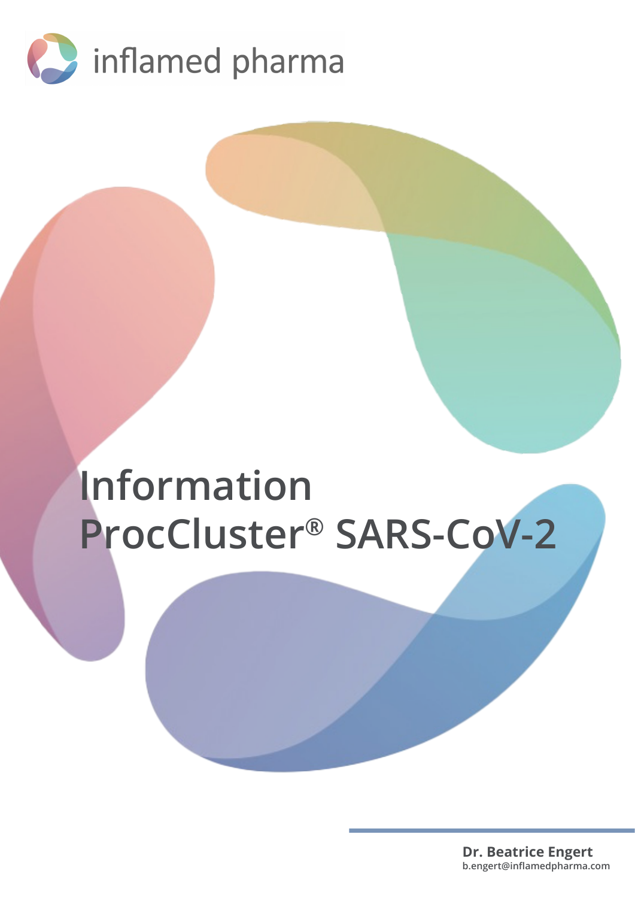inflamed pharma

# Information ProcCluster® SARS-CoV-2

**Dr. Beatrice Engert**
**b.engert@inflamedpharma.com**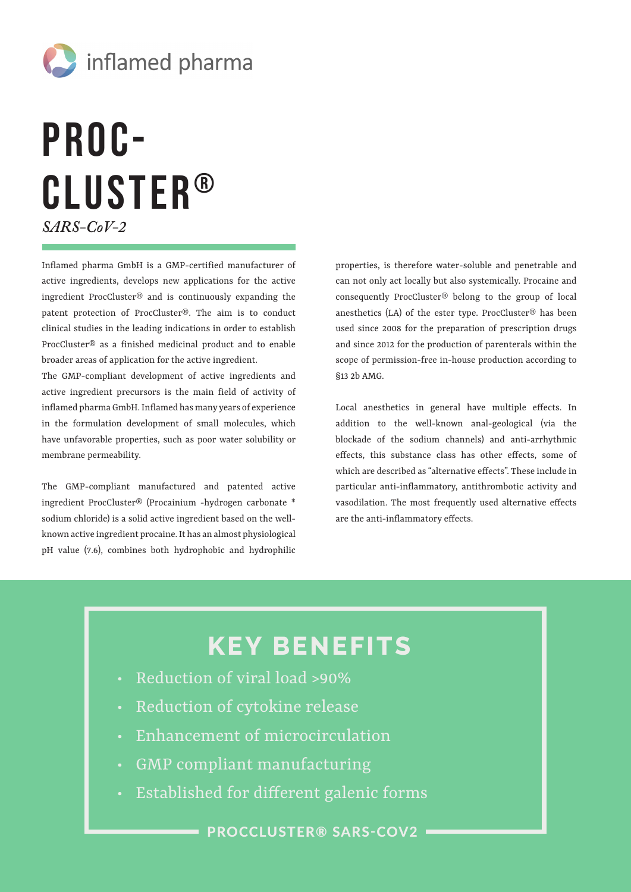inflamed pharma

# PROC-CLUSTER®

*SARS-CoV-2*

Inflamed pharma GmbH is a GMP-certified manufacturer of active ingredients, develops new applications for the active ingredient ProcCluster® and is continuously expanding the patent protection of ProcCluster®. The aim is to conduct clinical studies in the leading indications in order to establish ProcCluster® as a finished medicinal product and to enable broader areas of application for the active ingredient.

The GMP-compliant development of active ingredients and active ingredient precursors is the main field of activity of inflamed pharma GmbH. Inflamed has many years of experience in the formulation development of small molecules, which have unfavorable properties, such as poor water solubility or membrane permeability.

The GMP-compliant manufactured and patented active ingredient ProcCluster® (Procainium -hydrogen carbonate * sodium chloride) is a solid active ingredient based on the well-known active ingredient procaine. It has an almost physiological pH value (7.6), combines both hydrophobic and hydrophilic properties, is therefore water-soluble and penetrable and can not only act locally but also systemically. Procaine and consequently ProcCluster® belong to the group of local anesthetics (LA) of the ester type. ProcCluster® has been used since 2008 for the preparation of prescription drugs and since 2012 for the production of parenterals within the scope of permission-free in-house production according to §13 2b AMG.

Local anesthetics in general have multiple effects. In addition to the well-known anal-geological (via the blockade of the sodium channels) and anti-arrhythmic effects, this substance class has other effects, some of which are described as "alternative effects". These include in particular anti-inflammatory, antithrombotic activity and vasodilation. The most frequently used alternative effects are the anti-inflammatory effects.

## KEY BENEFITS

- Reduction of viral load >90%
- Reduction of cytokine release
- Enhancement of microcirculation
- GMP compliant manufacturing
- Established for different galenic forms

**PROCCLUSTER® SARS-COV2**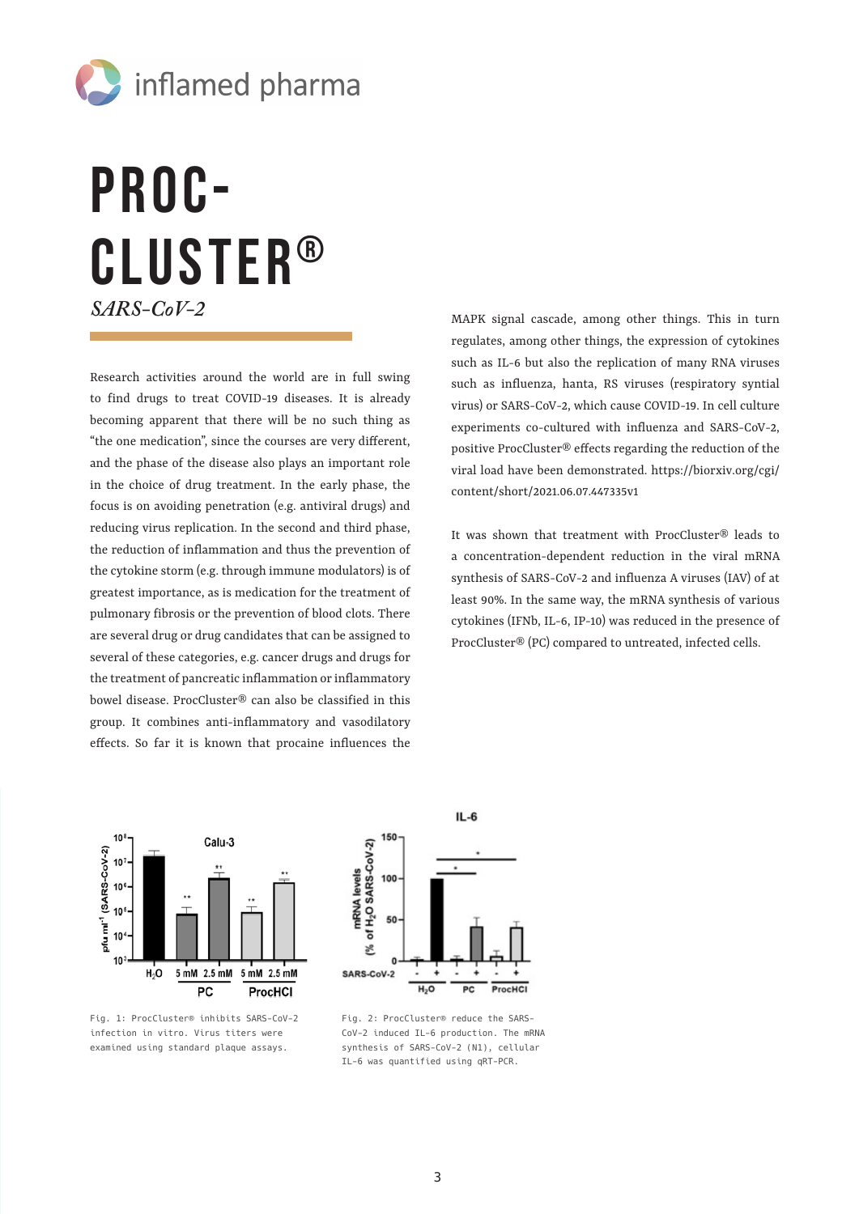# PROC-CLUSTER®

*SARS-CoV-2*

Research activities around the world are in full swing to find drugs to treat COVID-19 diseases. It is already becoming apparent that there will be no such thing as "the one medication", since the courses are very different, and the phase of the disease also plays an important role in the choice of drug treatment. In the early phase, the focus is on avoiding penetration (e.g. antiviral drugs) and reducing virus replication. In the second and third phase, the reduction of inflammation and thus the prevention of the cytokine storm (e.g. through immune modulators) is of greatest importance, as is medication for the treatment of pulmonary fibrosis or the prevention of blood clots. There are several drug or drug candidates that can be assigned to several of these categories, e.g. cancer drugs and drugs for the treatment of pancreatic inflammation or inflammatory bowel disease. ProcCluster® can also be classified in this group. It combines anti-inflammatory and vasodilatory effects. So far it is known that procaine influences the MAPK signal cascade, among other things. This in turn regulates, among other things, the expression of cytokines such as IL-6 but also the replication of many RNA viruses such as influenza, hanta, RS viruses (respiratory syntial virus) or SARS-CoV-2, which cause COVID-19. In cell culture experiments co-cultured with influenza and SARS-CoV-2, positive ProcCluster® effects regarding the reduction of the viral load have been demonstrated. https://biorxiv.org/cgi/content/short/2021.06.07.447335v1

It was shown that treatment with ProcCluster® leads to a concentration-dependent reduction in the viral mRNA synthesis of SARS-CoV-2 and influenza A viruses (IAV) of at least 90%. In the same way, the mRNA synthesis of various cytokines (IFNb, IL-6, IP-10) was reduced in the presence of ProcCluster® (PC) compared to untreated, infected cells.

Fig. 1: ProcCluster® inhibits SARS-CoV-2 infection in vitro. Virus titers were examined using standard plaque assays.

Fig. 2: ProcCluster® reduce the SARS-CoV-2 induced IL-6 production. The mRNA synthesis of SARS-CoV-2 (N1), cellular IL-6 was quantified using qRT-PCR.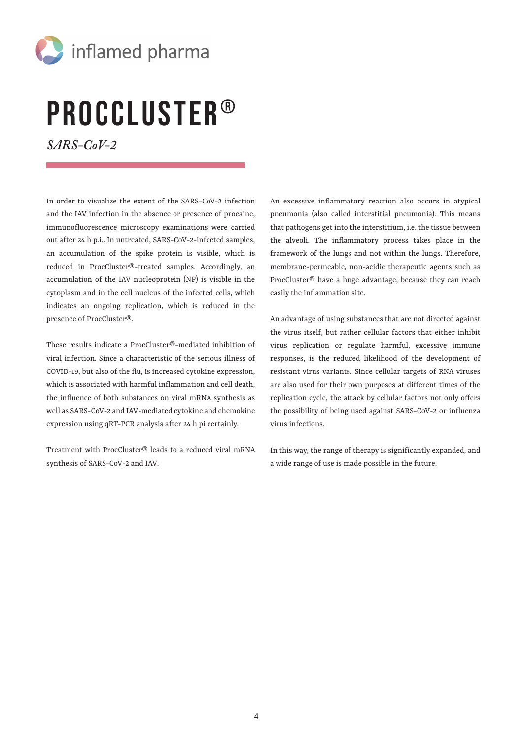# PROCCLUSTER®

*SARS-CoV-2*

In order to visualize the extent of the SARS-CoV-2 infection and the IAV infection in the absence or presence of procaine, immunofluorescence microscopy examinations were carried out after 24 h p.i.. In untreated, SARS-CoV-2-infected samples, an accumulation of the spike protein is visible, which is reduced in ProcCluster®-treated samples. Accordingly, an accumulation of the IAV nucleoprotein (NP) is visible in the cytoplasm and in the cell nucleus of the infected cells, which indicates an ongoing replication, which is reduced in the presence of ProcCluster®.

These results indicate a ProcCluster®-mediated inhibition of viral infection. Since a characteristic of the serious illness of COVID-19, but also of the flu, is increased cytokine expression, which is associated with harmful inflammation and cell death, the influence of both substances on viral mRNA synthesis as well as SARS-CoV-2 and IAV-mediated cytokine and chemokine expression using qRT-PCR analysis after 24 h pi certainly.

Treatment with ProcCluster® leads to a reduced viral mRNA synthesis of SARS-CoV-2 and IAV.

An excessive inflammatory reaction also occurs in atypical pneumonia (also called interstitial pneumonia). This means that pathogens get into the interstitium, i.e. the tissue between the alveoli. The inflammatory process takes place in the framework of the lungs and not within the lungs. Therefore, membrane-permeable, non-acidic therapeutic agents such as ProcCluster® have a huge advantage, because they can reach easily the inflammation site.

An advantage of using substances that are not directed against the virus itself, but rather cellular factors that either inhibit virus replication or regulate harmful, excessive immune responses, is the reduced likelihood of the development of resistant virus variants. Since cellular targets of RNA viruses are also used for their own purposes at different times of the replication cycle, the attack by cellular factors not only offers the possibility of being used against SARS-CoV-2 or influenza virus infections.

In this way, the range of therapy is significantly expanded, and a wide range of use is made possible in the future.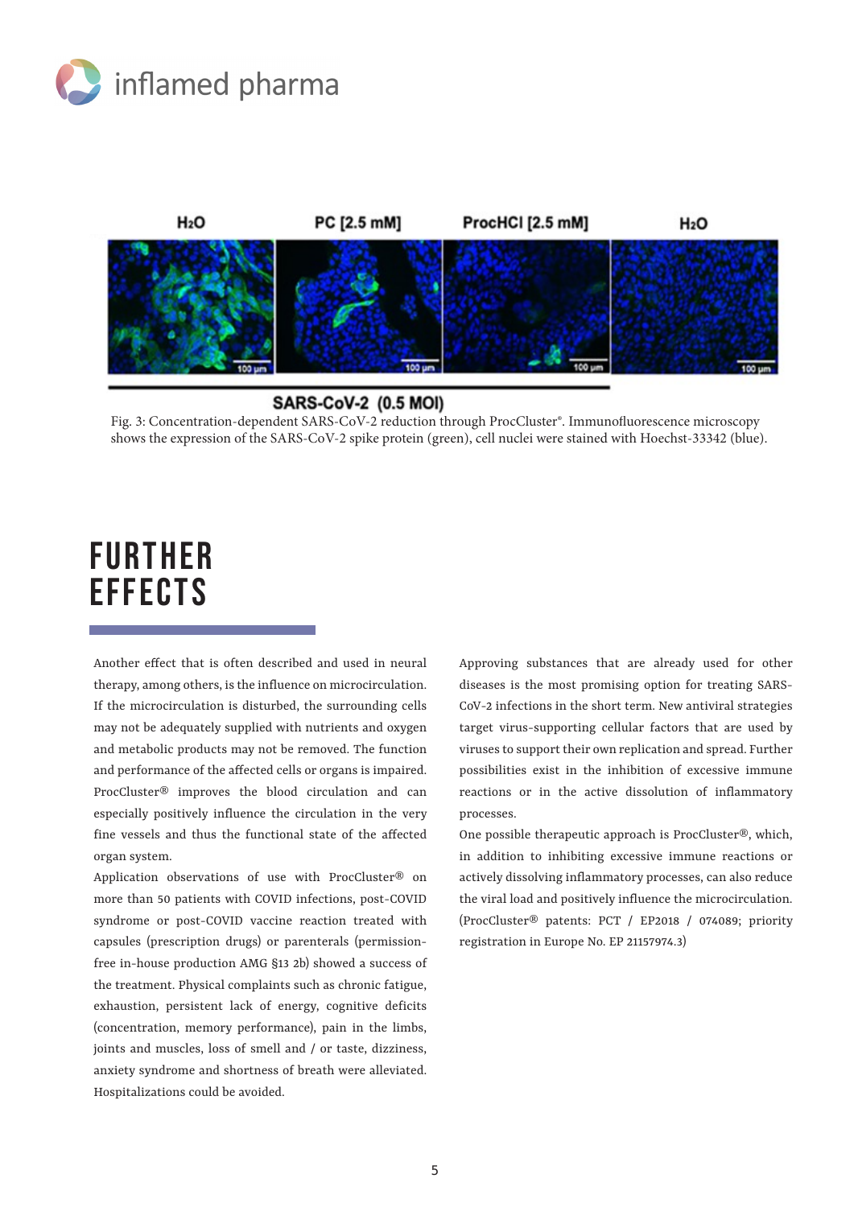Fig. 3: Concentration-dependent SARS-CoV-2 reduction through ProcCluster®. Immunofluorescence microscopy shows the expression of the SARS-CoV-2 spike protein (green), cell nuclei were stained with Hoechst-33342 (blue).

# FURTHER EFFECTS

Another effect that is often described and used in neural therapy, among others, is the influence on microcirculation. If the microcirculation is disturbed, the surrounding cells may not be adequately supplied with nutrients and oxygen and metabolic products may not be removed. The function and performance of the affected cells or organs is impaired. ProcCluster® improves the blood circulation and can especially positively influence the circulation in the very fine vessels and thus the functional state of the affected organ system.

Application observations of use with ProcCluster® on more than 50 patients with COVID infections, post-COVID syndrome or post-COVID vaccine reaction treated with capsules (prescription drugs) or parenterals (permission-free in-house production AMG §13 2b) showed a success of the treatment. Physical complaints such as chronic fatigue, exhaustion, persistent lack of energy, cognitive deficits (concentration, memory performance), pain in the limbs, joints and muscles, loss of smell and / or taste, dizziness, anxiety syndrome and shortness of breath were alleviated. Hospitalizations could be avoided.

Approving substances that are already used for other diseases is the most promising option for treating SARS-CoV-2 infections in the short term. New antiviral strategies target virus-supporting cellular factors that are used by viruses to support their own replication and spread. Further possibilities exist in the inhibition of excessive immune reactions or in the active dissolution of inflammatory processes.

One possible therapeutic approach is ProcCluster®, which, in addition to inhibiting excessive immune reactions or actively dissolving inflammatory processes, can also reduce the viral load and positively influence the microcirculation. (ProcCluster® patents: PCT / EP2018 / 074089; priority registration in Europe No. EP 21157974.3)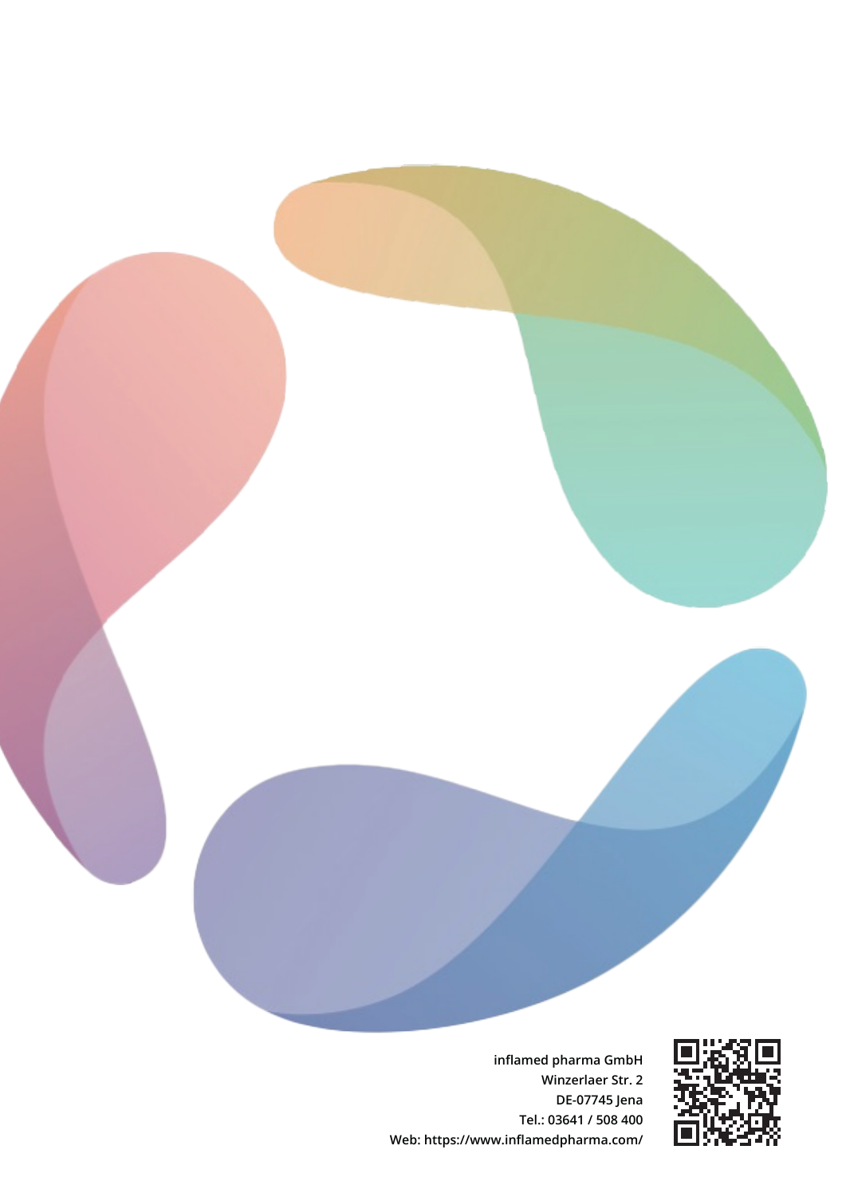inflamed pharma GmbH
Winzerlaer Str. 2
DE-07745 Jena
Tel.: 03641 / 508 400
Web: https://www.inflamedpharma.com/